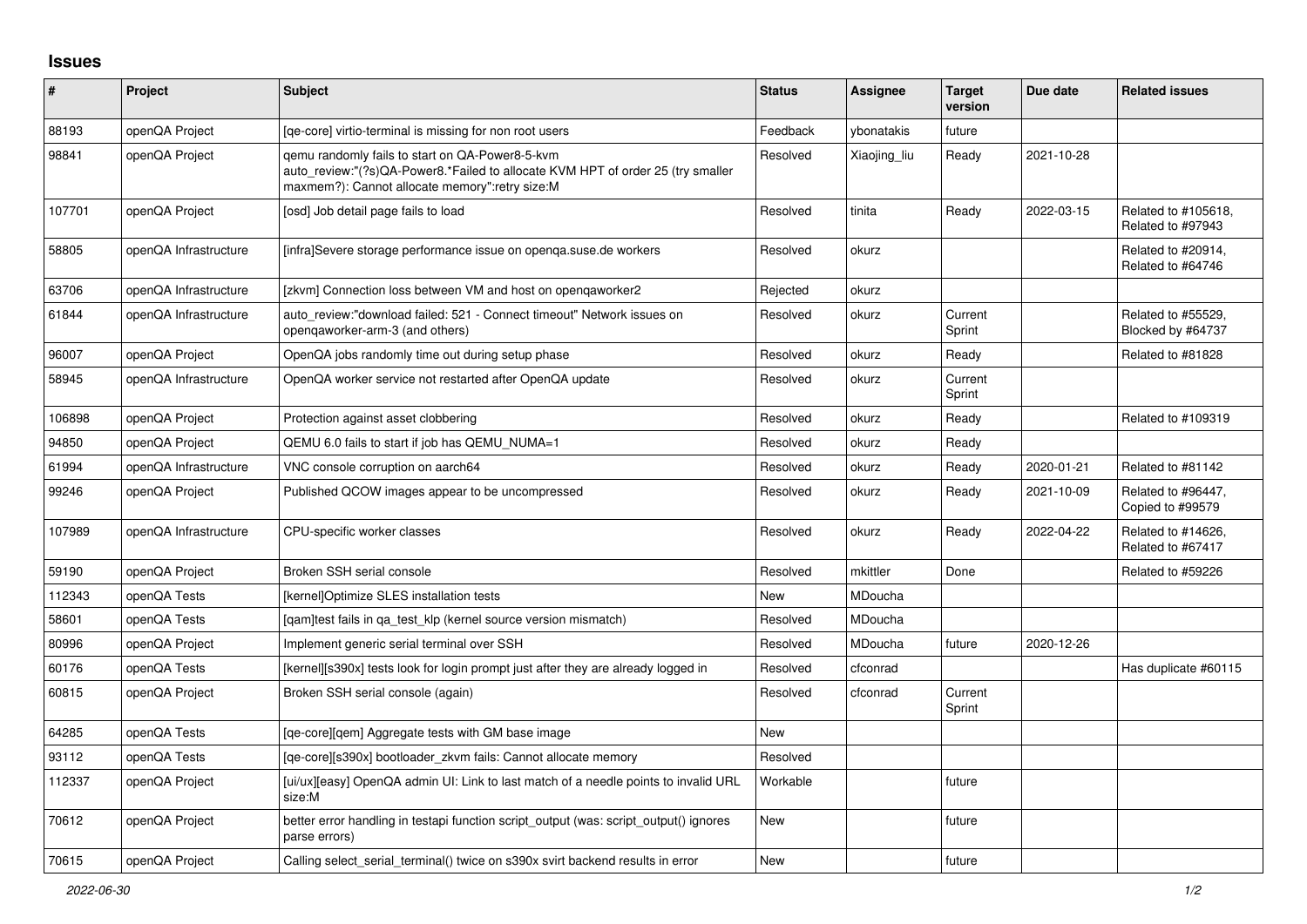## Issues

| # | Project | Subject | Status | Assignee | Target version | Due date | Related issues |
|---|---|---|---|---|---|---|---|
| 88193 | openQA Project | [qe-core] virtio-terminal is missing for non root users | Feedback | ybonatakis | future | | |
| 98841 | openQA Project | qemu randomly fails to start on QA-Power8-5-kvm auto_review:"(?s)QA-Power8.*Failed to allocate KVM HPT of order 25 (try smaller maxmem?): Cannot allocate memory":retry size:M | Resolved | Xiaojing_liu | Ready | 2021-10-28 | |
| 107701 | openQA Project | [osd] Job detail page fails to load | Resolved | tinita | Ready | 2022-03-15 | Related to #105618, Related to #97943 |
| 58805 | openQA Infrastructure | [infra]Severe storage performance issue on openqa.suse.de workers | Resolved | okurz | | | Related to #20914, Related to #64746 |
| 63706 | openQA Infrastructure | [zkvm] Connection loss between VM and host on openqaworker2 | Rejected | okurz | | | |
| 61844 | openQA Infrastructure | auto_review:"download failed: 521 - Connect timeout" Network issues on openqaworker-arm-3 (and others) | Resolved | okurz | Current Sprint | | Related to #55529, Blocked by #64737 |
| 96007 | openQA Project | OpenQA jobs randomly time out during setup phase | Resolved | okurz | Ready | | Related to #81828 |
| 58945 | openQA Infrastructure | OpenQA worker service not restarted after OpenQA update | Resolved | okurz | Current Sprint | | |
| 106898 | openQA Project | Protection against asset clobbering | Resolved | okurz | Ready | | Related to #109319 |
| 94850 | openQA Project | QEMU 6.0 fails to start if job has QEMU_NUMA=1 | Resolved | okurz | Ready | | |
| 61994 | openQA Infrastructure | VNC console corruption on aarch64 | Resolved | okurz | Ready | 2020-01-21 | Related to #81142 |
| 99246 | openQA Project | Published QCOW images appear to be uncompressed | Resolved | okurz | Ready | 2021-10-09 | Related to #96447, Copied to #99579 |
| 107989 | openQA Infrastructure | CPU-specific worker classes | Resolved | okurz | Ready | 2022-04-22 | Related to #14626, Related to #67417 |
| 59190 | openQA Project | Broken SSH serial console | Resolved | mkittler | Done | | Related to #59226 |
| 112343 | openQA Tests | [kernel]Optimize SLES installation tests | New | MDoucha | | | |
| 58601 | openQA Tests | [qam]test fails in qa_test_klp (kernel source version mismatch) | Resolved | MDoucha | | | |
| 80996 | openQA Project | Implement generic serial terminal over SSH | Resolved | MDoucha | future | 2020-12-26 | |
| 60176 | openQA Tests | [kernel][s390x] tests look for login prompt just after they are already logged in | Resolved | cfconrad | | | Has duplicate #60115 |
| 60815 | openQA Project | Broken SSH serial console (again) | Resolved | cfconrad | Current Sprint | | |
| 64285 | openQA Tests | [qe-core][qem] Aggregate tests with GM base image | New | | | | |
| 93112 | openQA Tests | [qe-core][s390x] bootloader_zkvm fails: Cannot allocate memory | Resolved | | | | |
| 112337 | openQA Project | [ui/ux][easy] OpenQA admin UI: Link to last match of a needle points to invalid URL size:M | Workable | | future | | |
| 70612 | openQA Project | better error handling in testapi function script_output (was: script_output() ignores parse errors) | New | | future | | |
| 70615 | openQA Project | Calling select_serial_terminal() twice on s390x svirt backend results in error | New | | future | | |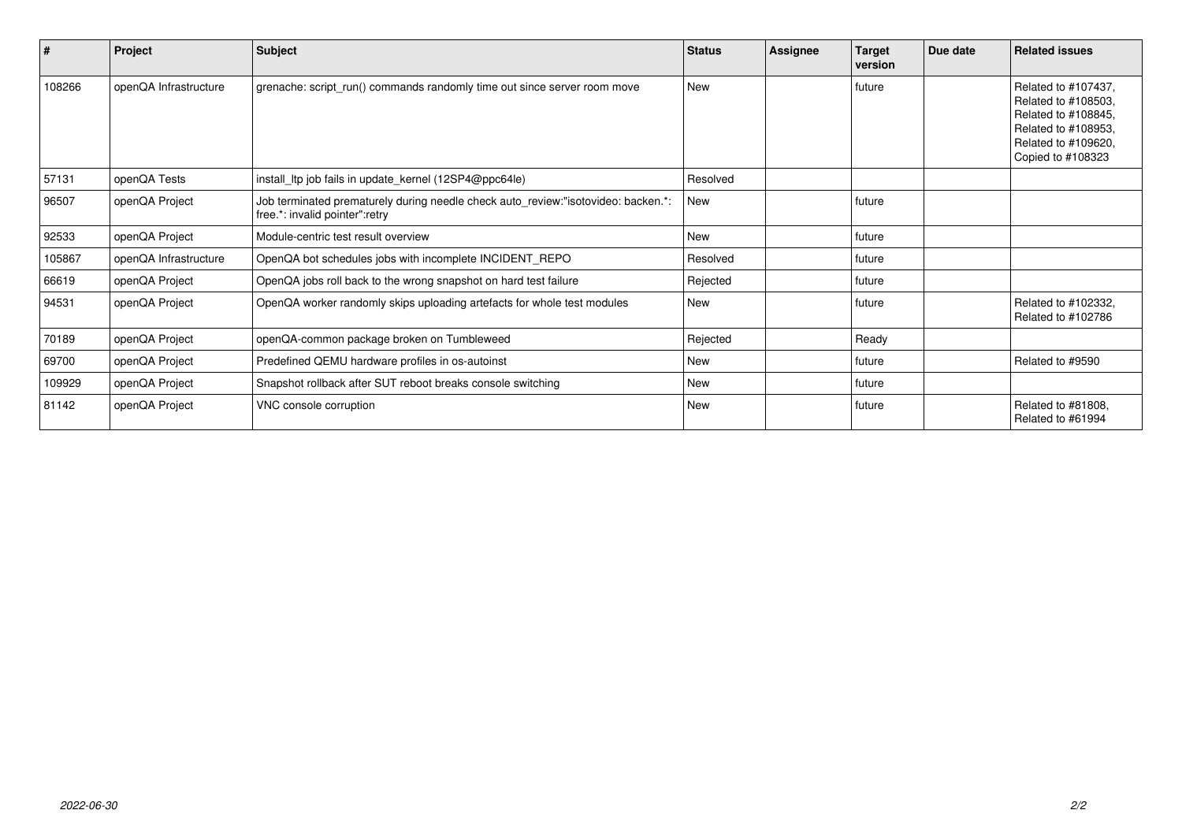| # | Project | Subject | Status | Assignee | Target version | Due date | Related issues |
|---|---|---|---|---|---|---|---|
| 108266 | openQA Infrastructure | grenache: script_run() commands randomly time out since server room move | New | | future | | Related to #107437, Related to #108503, Related to #108845, Related to #108953, Related to #109620, Copied to #108323 |
| 57131 | openQA Tests | install_ltp job fails in update_kernel (12SP4@ppc64le) | Resolved | | | | |
| 96507 | openQA Project | Job terminated prematurely during needle check auto_review:"isotovideo: backen.*: free.*: invalid pointer":retry | New | | future | | |
| 92533 | openQA Project | Module-centric test result overview | New | | future | | |
| 105867 | openQA Infrastructure | OpenQA bot schedules jobs with incomplete INCIDENT_REPO | Resolved | | future | | |
| 66619 | openQA Project | OpenQA jobs roll back to the wrong snapshot on hard test failure | Rejected | | future | | |
| 94531 | openQA Project | OpenQA worker randomly skips uploading artefacts for whole test modules | New | | future | | Related to #102332, Related to #102786 |
| 70189 | openQA Project | openQA-common package broken on Tumbleweed | Rejected | | Ready | | |
| 69700 | openQA Project | Predefined QEMU hardware profiles in os-autoinst | New | | future | | Related to #9590 |
| 109929 | openQA Project | Snapshot rollback after SUT reboot breaks console switching | New | | future | | |
| 81142 | openQA Project | VNC console corruption | New | | future | | Related to #81808, Related to #61994 |

*2022-06-30*